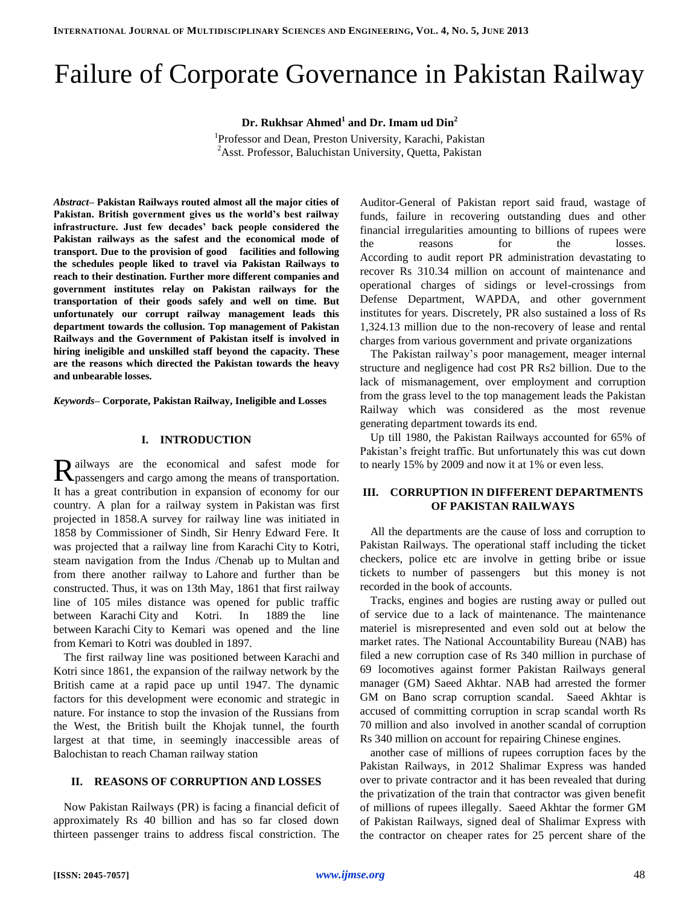# Failure of Corporate Governance in Pakistan Railway

**Dr. Rukhsar Ahmed[1] and Dr. Imam ud Din[2]**

[1]Professor and Dean, Preston University, Karachi, Pakistan
[2]Asst. Professor, Baluchistan University, Quetta, Pakistan

***Abstract*– Pakistan Railways routed almost all the major cities of Pakistan. British government gives us the world's best railway infrastructure. Just few decades' back people considered the Pakistan railways as the safest and the economical mode of transport. Due to the provision of good facilities and following the schedules people liked to travel via Pakistan Railways to reach to their destination. Further more different companies and government institutes relay on Pakistan railways for the transportation of their goods safely and well on time. But unfortunately our corrupt railway management leads this department towards the collusion. Top management of Pakistan Railways and the Government of Pakistan itself is involved in hiring ineligible and unskilled staff beyond the capacity. These are the reasons which directed the Pakistan towards the heavy and unbearable losses.**

***Keywords*– Corporate, Pakistan Railway, Ineligible and Losses**

## I. INTRODUCTION

Railways are the economical and safest mode for passengers and cargo among the means of transportation. It has a great contribution in expansion of economy for our country. A plan for a railway system in Pakistan was first projected in 1858.A survey for railway line was initiated in 1858 by Commissioner of Sindh, Sir Henry Edward Fere. It was projected that a railway line from Karachi City to Kotri, steam navigation from the Indus /Chenab up to Multan and from there another railway to Lahore and further than be constructed. Thus, it was on 13th May, 1861 that first railway line of 105 miles distance was opened for public traffic between Karachi City and Kotri. In 1889 the line between Karachi City to Kemari was opened and the line from Kemari to Kotri was doubled in 1897.

The first railway line was positioned between Karachi and Kotri since 1861, the expansion of the railway network by the British came at a rapid pace up until 1947. The dynamic factors for this development were economic and strategic in nature. For instance to stop the invasion of the Russians from the West, the British built the Khojak tunnel, the fourth largest at that time, in seemingly inaccessible areas of Balochistan to reach Chaman railway station

## II. REASONS OF CORRUPTION AND LOSSES

Now Pakistan Railways (PR) is facing a financial deficit of approximately Rs 40 billion and has so far closed down thirteen passenger trains to address fiscal constriction. The Auditor-General of Pakistan report said fraud, wastage of funds, failure in recovering outstanding dues and other financial irregularities amounting to billions of rupees were the reasons for the losses. According to audit report PR administration devastating to recover Rs 310.34 million on account of maintenance and operational charges of sidings or level-crossings from Defense Department, WAPDA, and other government institutes for years. Discretely, PR also sustained a loss of Rs 1,324.13 million due to the non-recovery of lease and rental charges from various government and private organizations

The Pakistan railway's poor management, meager internal structure and negligence had cost PR Rs2 billion. Due to the lack of mismanagement, over employment and corruption from the grass level to the top management leads the Pakistan Railway which was considered as the most revenue generating department towards its end.

Up till 1980, the Pakistan Railways accounted for 65% of Pakistan's freight traffic. But unfortunately this was cut down to nearly 15% by 2009 and now it at 1% or even less.

## III. CORRUPTION IN DIFFERENT DEPARTMENTS OF PAKISTAN RAILWAYS

All the departments are the cause of loss and corruption to Pakistan Railways. The operational staff including the ticket checkers, police etc are involve in getting bribe or issue tickets to number of passengers but this money is not recorded in the book of accounts.

Tracks, engines and bogies are rusting away or pulled out of service due to a lack of maintenance. The maintenance materiel is misrepresented and even sold out at below the market rates. The National Accountability Bureau (NAB) has filed a new corruption case of Rs 340 million in purchase of 69 locomotives against former Pakistan Railways general manager (GM) Saeed Akhtar. NAB had arrested the former GM on Bano scrap corruption scandal. Saeed Akhtar is accused of committing corruption in scrap scandal worth Rs 70 million and also involved in another scandal of corruption Rs 340 million on account for repairing Chinese engines.

another case of millions of rupees corruption faces by the Pakistan Railways, in 2012 Shalimar Express was handed over to private contractor and it has been revealed that during the privatization of the train that contractor was given benefit of millions of rupees illegally. Saeed Akhtar the former GM of Pakistan Railways, signed deal of Shalimar Express with the contractor on cheaper rates for 25 percent share of the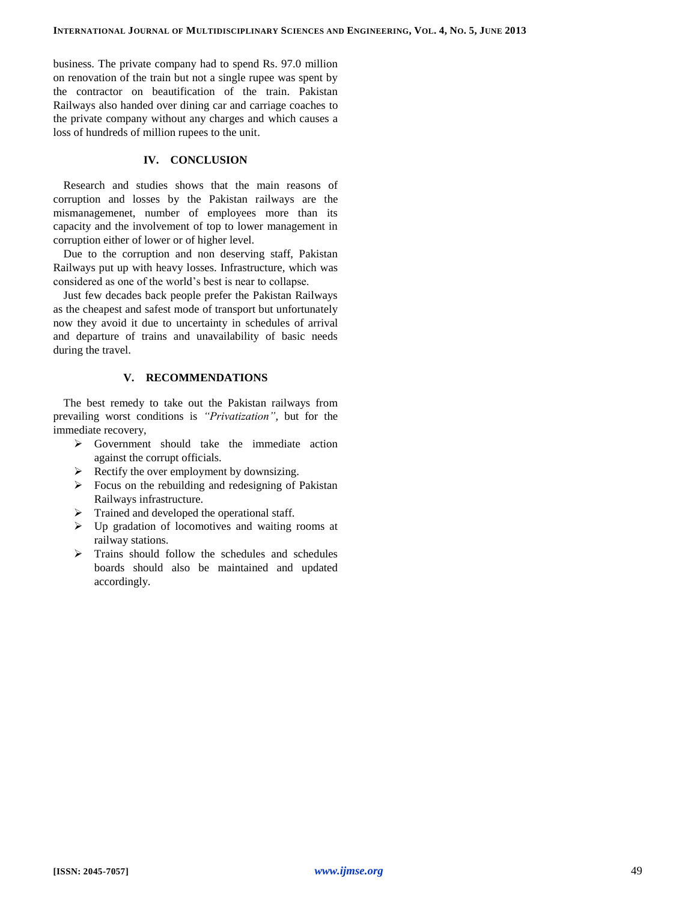business. The private company had to spend Rs. 97.0 million on renovation of the train but not a single rupee was spent by the contractor on beautification of the train. Pakistan Railways also handed over dining car and carriage coaches to the private company without any charges and which causes a loss of hundreds of million rupees to the unit.

## IV. CONCLUSION

Research and studies shows that the main reasons of corruption and losses by the Pakistan railways are the mismanagemenet, number of employees more than its capacity and the involvement of top to lower management in corruption either of lower or of higher level.

Due to the corruption and non deserving staff, Pakistan Railways put up with heavy losses. Infrastructure, which was considered as one of the world's best is near to collapse.

Just few decades back people prefer the Pakistan Railways as the cheapest and safest mode of transport but unfortunately now they avoid it due to uncertainty in schedules of arrival and departure of trains and unavailability of basic needs during the travel.

## V. RECOMMENDATIONS

The best remedy to take out the Pakistan railways from prevailing worst conditions is *"Privatization"*, but for the immediate recovery,

- Government should take the immediate action against the corrupt officials.
- Rectify the over employment by downsizing.
- Focus on the rebuilding and redesigning of Pakistan Railways infrastructure.
- Trained and developed the operational staff.
- Up gradation of locomotives and waiting rooms at railway stations.
- Trains should follow the schedules and schedules boards should also be maintained and updated accordingly.